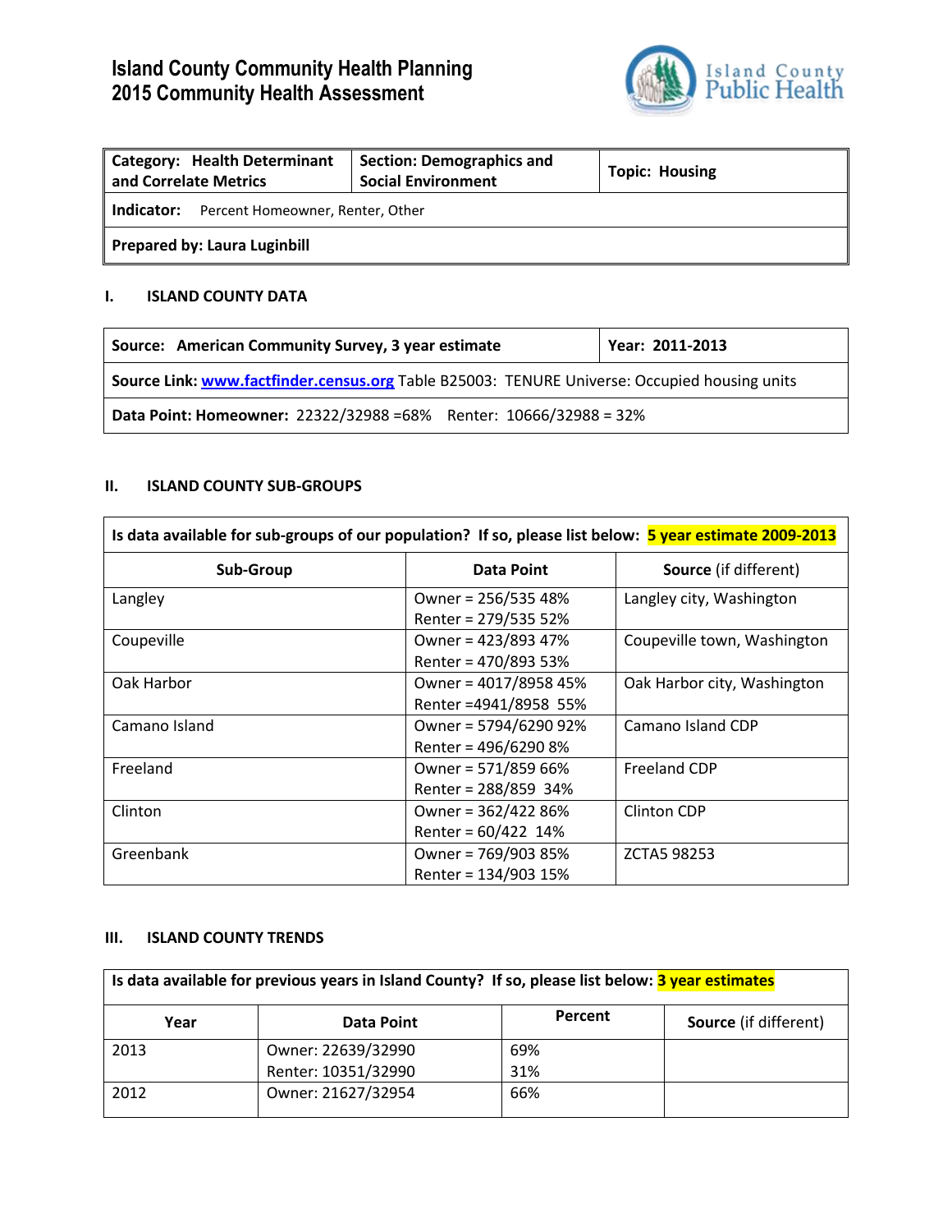# Island County Community Health Planning
# 2015 Community Health Assessment

| Category: Health Determinant and Correlate Metrics | Section: Demographics and Social Environment | Topic: Housing |
|---|---|---|
| **Indicator:** Percent Homeowner, Renter, Other | | |
| **Prepared by: Laura Luginbill** | | |

## I. ISLAND COUNTY DATA

| Source: American Community Survey, 3 year estimate | Year: 2011-2013 |
|---|---|
| **Source Link:** www.factfinder.census.org Table B25003: TENURE Universe: Occupied housing units | |
| **Data Point: Homeowner:** 22322/32988 =68% Renter: 10666/32988 = 32% | |

## II. ISLAND COUNTY SUB-GROUPS

**Is data available for sub-groups of our population? If so, please list below: 5 year estimate 2009-2013**

| Sub-Group | Data Point | Source (if different) |
|---|---|---|
| Langley | Owner = 256/535 48%<br>Renter = 279/535 52% | Langley city, Washington |
| Coupeville | Owner = 423/893 47%<br>Renter = 470/893 53% | Coupeville town, Washington |
| Oak Harbor | Owner = 4017/8958 45%<br>Renter =4941/8958 55% | Oak Harbor city, Washington |
| Camano Island | Owner = 5794/6290 92%<br>Renter = 496/6290 8% | Camano Island CDP |
| Freeland | Owner = 571/859 66%<br>Renter = 288/859 34% | Freeland CDP |
| Clinton | Owner = 362/422 86%<br>Renter = 60/422 14% | Clinton CDP |
| Greenbank | Owner = 769/903 85%<br>Renter = 134/903 15% | ZCTA5 98253 |

## III. ISLAND COUNTY TRENDS

**Is data available for previous years in Island County? If so, please list below: 3 year estimates**

| Year | Data Point | Percent | Source (if different) |
|---|---|---|---|
| 2013 | Owner: 22639/32990<br>Renter: 10351/32990 | 69%<br>31% | |
| 2012 | Owner: 21627/32954 | 66% | |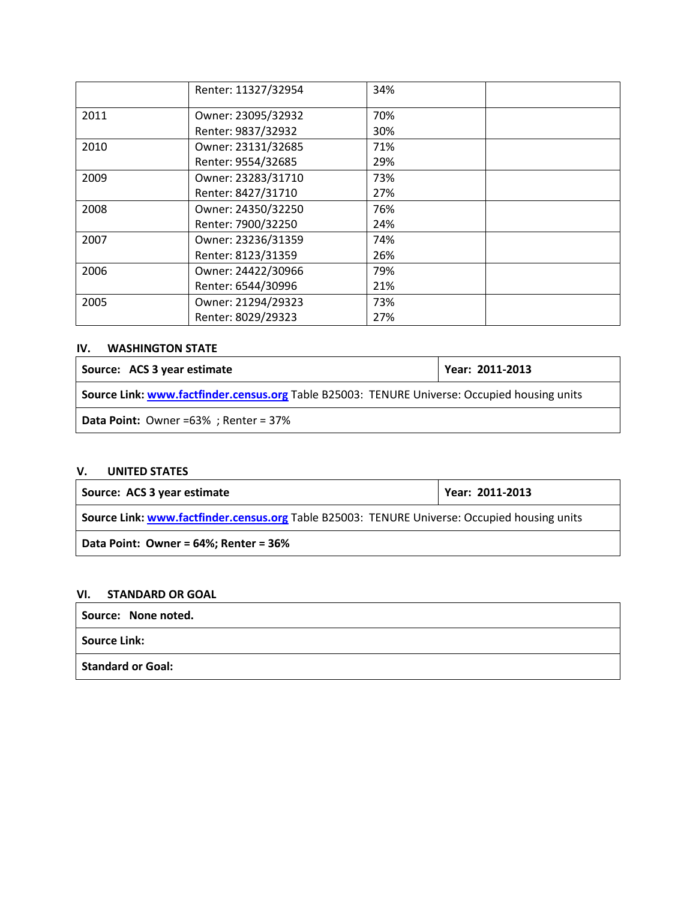| | | | |
|---|---|---|---|
| | Renter: 11327/32954 | 34% | |
| 2011 | Owner: 23095/32932<br>Renter: 9837/32932 | 70%<br>30% | |
| 2010 | Owner: 23131/32685<br>Renter: 9554/32685 | 71%<br>29% | |
| 2009 | Owner: 23283/31710<br>Renter: 8427/31710 | 73%<br>27% | |
| 2008 | Owner: 24350/32250<br>Renter: 7900/32250 | 76%<br>24% | |
| 2007 | Owner: 23236/31359<br>Renter: 8123/31359 | 74%<br>26% | |
| 2006 | Owner: 24422/30966<br>Renter: 6544/30996 | 79%<br>21% | |
| 2005 | Owner: 21294/29323<br>Renter: 8029/29323 | 73%<br>27% | |

### IV. WASHINGTON STATE

| | |
|---|---|
| **Source: ACS 3 year estimate** | **Year: 2011-2013** |
| **Source Link:** www.factfinder.census.org Table B25003: TENURE Universe: Occupied housing units | |
| **Data Point:** Owner =63% ; Renter = 37% | |

### V. UNITED STATES

| | |
|---|---|
| **Source: ACS 3 year estimate** | **Year: 2011-2013** |
| **Source Link:** www.factfinder.census.org Table B25003: TENURE Universe: Occupied housing units | |
| **Data Point: Owner = 64%; Renter = 36%** | |

### VI. STANDARD OR GOAL

| |
|---|
| **Source: None noted.** |
| **Source Link:** |
| **Standard or Goal:** |